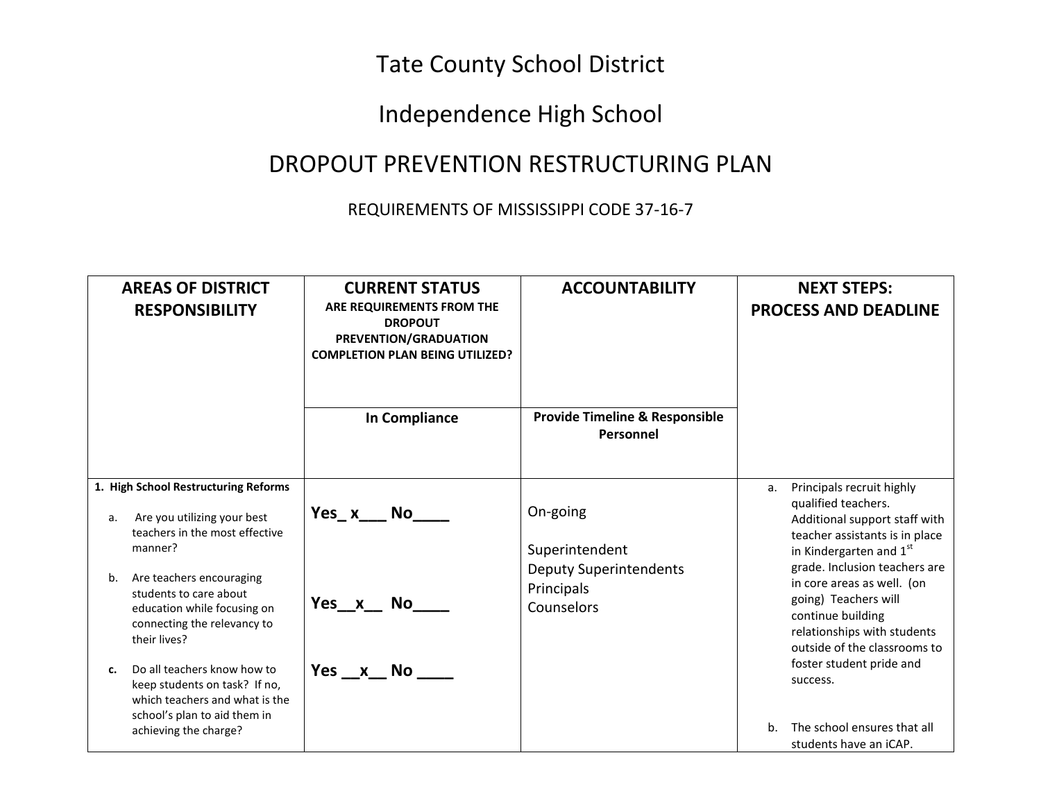# Tate County School District

## Independence High School

## DROPOUT PREVENTION RESTRUCTURING PLAN

REQUIREMENTS OF MISSISSIPPI CODE 37-16-7

| AREAS OF DISTRICT RESPONSIBILITY | CURRENT STATUS<br>ARE REQUIREMENTS FROM THE DROPOUT PREVENTION/GRADUATION COMPLETION PLAN BEING UTILIZED? | ACCOUNTABILITY | NEXT STEPS:<br>PROCESS AND DEADLINE |
|---|---|---|---|
| | In Compliance | Provide Timeline & Responsible Personnel | |
| **1. High School Restructuring Reforms**<br><br>a. Are you utilizing your best teachers in the most effective manner?<br><br>b. Are teachers encouraging students to care about education while focusing on connecting the relevancy to their lives?<br><br>c. Do all teachers know how to keep students on task? If no, which teachers and what is the school's plan to aid them in achieving the charge? | **Yes_ x___ No____**<br><br>**Yes__x__ No____**<br><br>**Yes __x__ No ____** | On-going<br><br>Superintendent<br>Deputy Superintendents<br>Principals<br>Counselors | a. Principals recruit highly qualified teachers. Additional support staff with teacher assistants is in place in Kindergarten and 1st grade. Inclusion teachers are in core areas as well. (on going) Teachers will continue building relationships with students outside of the classrooms to foster student pride and success.<br><br>b. The school ensures that all students have an iCAP. |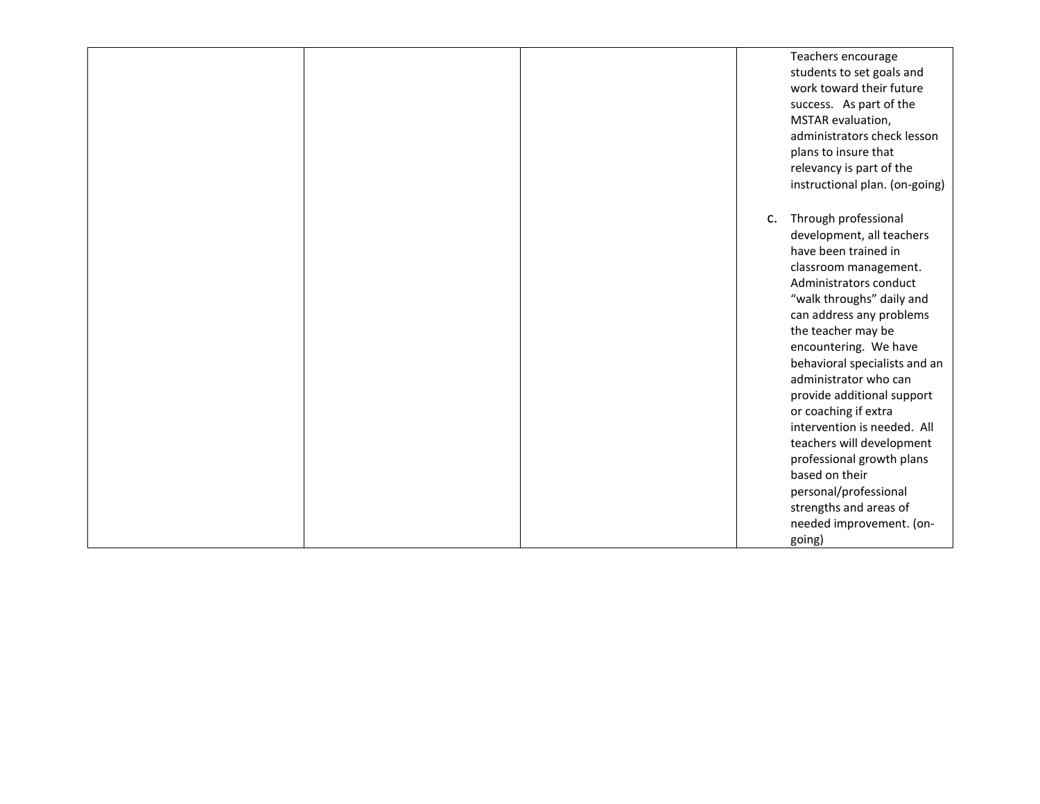| | | | |
|---|---|---|---|
| | | | Teachers encourage students to set goals and work toward their future success. As part of the MSTAR evaluation, administrators check lesson plans to insure that relevancy is part of the instructional plan. (on-going)<br><br>c. Through professional development, all teachers have been trained in classroom management. Administrators conduct "walk throughs" daily and can address any problems the teacher may be encountering. We have behavioral specialists and an administrator who can provide additional support or coaching if extra intervention is needed. All teachers will development professional growth plans based on their personal/professional strengths and areas of needed improvement. (on-going) |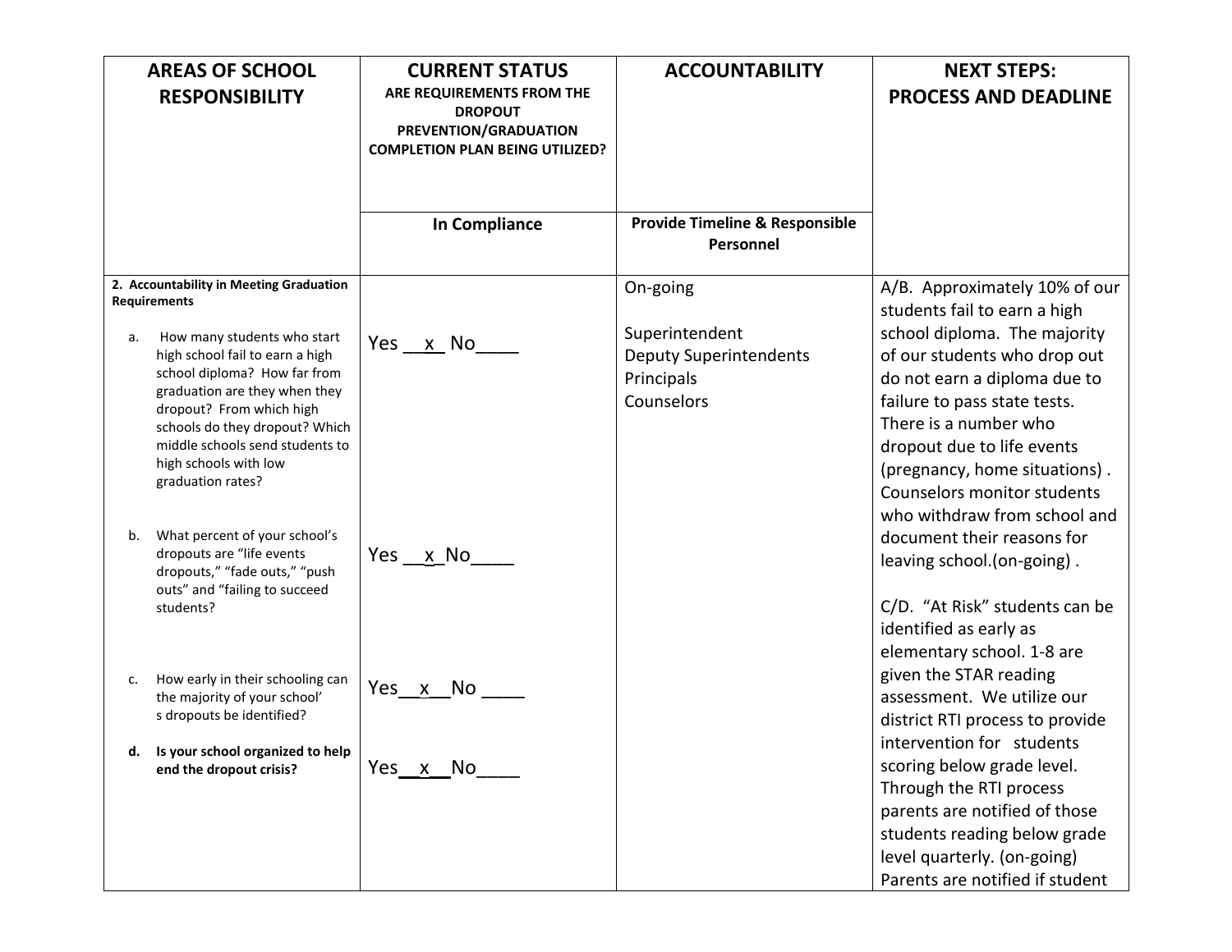| AREAS OF SCHOOL RESPONSIBILITY | CURRENT STATUS<br>ARE REQUIREMENTS FROM THE DROPOUT PREVENTION/GRADUATION COMPLETION PLAN BEING UTILIZED? | ACCOUNTABILITY | NEXT STEPS:<br>PROCESS AND DEADLINE |
|---|---|---|---|
| | In Compliance | Provide Timeline & Responsible Personnel | |
| **2. Accountability in Meeting Graduation Requirements**<br><br>a. How many students who start high school fail to earn a high school diploma? How far from graduation are they when they dropout? From which high schools do they dropout? Which middle schools send students to high schools with low graduation rates?<br><br>b. What percent of your school's dropouts are "life events dropouts," "fade outs," "push outs" and "failing to succeed students?<br><br>c. How early in their schooling can the majority of your school' s dropouts be identified?<br><br>**d. Is your school organized to help end the dropout crisis?** | Yes \_\_x\_ No\_\_\_\_<br><br>Yes \_\_x\_No\_\_\_\_<br><br>Yes\_\_x\_\_No \_\_\_\_<br><br>Yes\_\_x\_\_No\_\_\_\_ | On-going<br><br>Superintendent<br>Deputy Superintendents<br>Principals<br>Counselors | A/B. Approximately 10% of our students fail to earn a high school diploma. The majority of our students who drop out do not earn a diploma due to failure to pass state tests. There is a number who dropout due to life events (pregnancy, home situations) . Counselors monitor students who withdraw from school and document their reasons for leaving school.(on-going) .<br><br>C/D. "At Risk" students can be identified as early as elementary school. 1-8 are given the STAR reading assessment. We utilize our district RTI process to provide intervention for students scoring below grade level. Through the RTI process parents are notified of those students reading below grade level quarterly. (on-going) Parents are notified if student |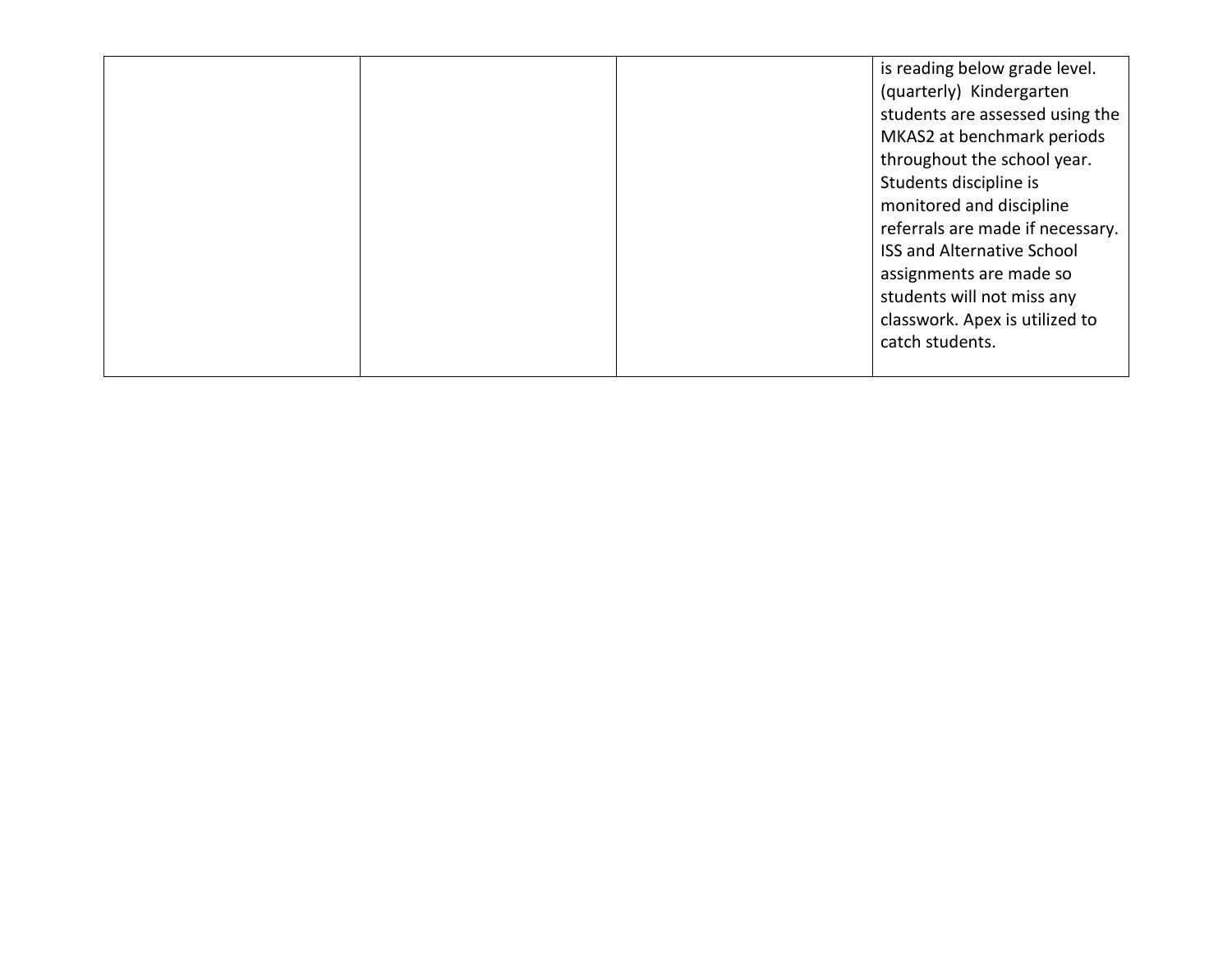| | | | |
|---|---|---|---|
| | | | is reading below grade level. (quarterly) Kindergarten students are assessed using the MKAS2 at benchmark periods throughout the school year. Students discipline is monitored and discipline referrals are made if necessary. ISS and Alternative School assignments are made so students will not miss any classwork. Apex is utilized to catch students. |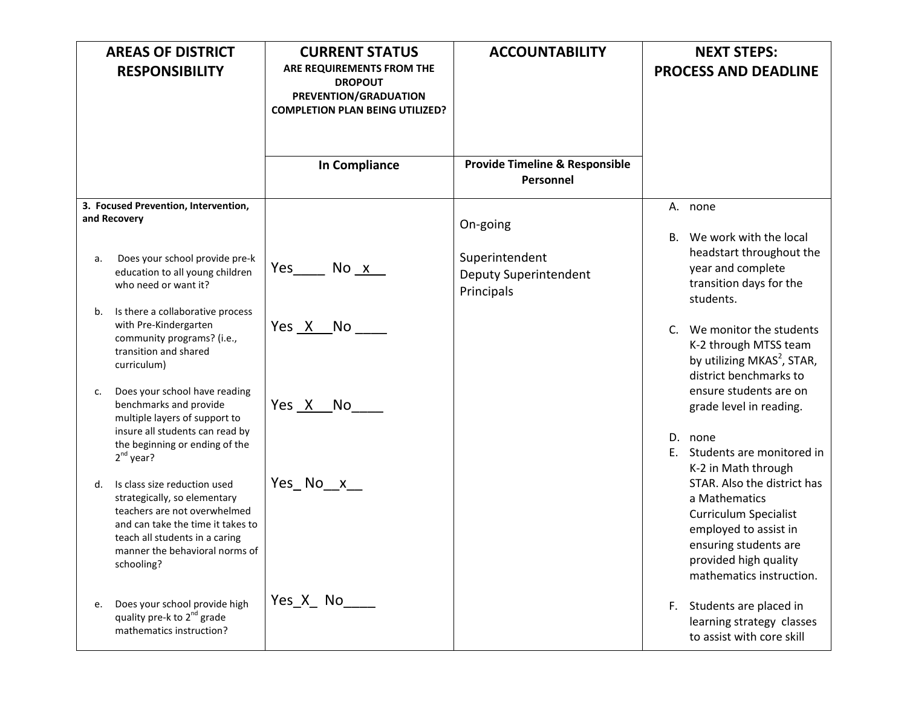| AREAS OF DISTRICT RESPONSIBILITY | CURRENT STATUS ARE REQUIREMENTS FROM THE DROPOUT PREVENTION/GRADUATION COMPLETION PLAN BEING UTILIZED? | ACCOUNTABILITY | NEXT STEPS: PROCESS AND DEADLINE |
|---|---|---|---|
| | In Compliance | Provide Timeline & Responsible Personnel | |
| **3. Focused Prevention, Intervention, and Recovery**<br><br>a. Does your school provide pre-k education to all young children who need or want it?<br><br>b. Is there a collaborative process with Pre-Kindergarten community programs? (i.e., transition and shared curriculum)<br><br>c. Does your school have reading benchmarks and provide multiple layers of support to insure all students can read by the beginning or ending of the 2nd year?<br><br>d. Is class size reduction used strategically, so elementary teachers are not overwhelmed and can take the time it takes to teach all students in a caring manner the behavioral norms of schooling?<br><br>e. Does your school provide high quality pre-k to 2nd grade mathematics instruction? | a. Yes____ No _x__<br><br>b. Yes _X__No ____<br><br>c. Yes _X__No____<br><br>d. Yes_ No__x__<br><br>e. Yes_X_ No____ | On-going<br><br>Superintendent<br>Deputy Superintendent<br>Principals | A. none<br><br>B. We work with the local headstart throughout the year and complete transition days for the students.<br><br>C. We monitor the students K-2 through MTSS team by utilizing MKAS[2], STAR, district benchmarks to ensure students are on grade level in reading.<br><br>D. none<br>E. Students are monitored in K-2 in Math through STAR. Also the district has a Mathematics Curriculum Specialist employed to assist in ensuring students are provided high quality mathematics instruction.<br><br>F. Students are placed in learning strategy classes to assist with core skill |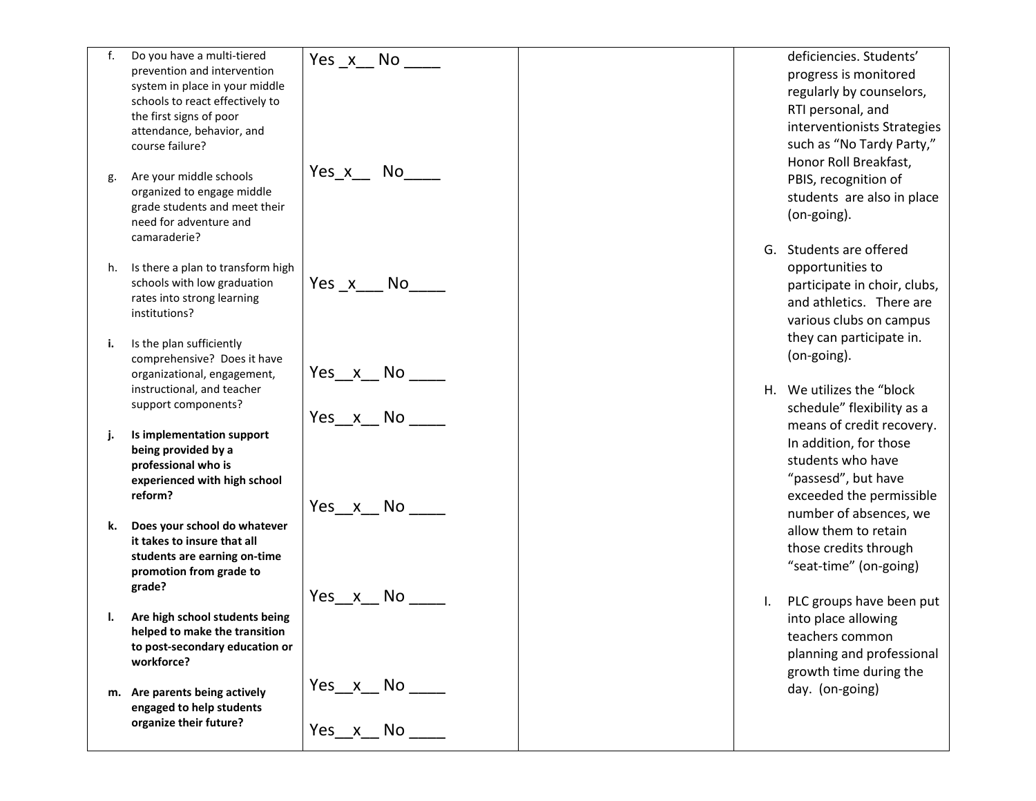| | | | |
|---|---|---|---|
| f. Do you have a multi-tiered prevention and intervention system in place in your middle schools to react effectively to the first signs of poor attendance, behavior, and course failure?<br><br>g. Are your middle schools organized to engage middle grade students and meet their need for adventure and camaraderie?<br><br>h. Is there a plan to transform high schools with low graduation rates into strong learning institutions?<br><br>**i.** Is the plan sufficiently comprehensive? Does it have organizational, engagement, instructional, and teacher support components?<br><br>**j. Is implementation support being provided by a professional who is experienced with high school reform?**<br><br>**k. Does your school do whatever it takes to insure that all students are earning on-time promotion from grade to grade?**<br><br>**l. Are high school students being helped to make the transition to post-secondary education or workforce?**<br><br>**m. Are parents being actively engaged to help students organize their future?** | Yes _x__ No ____<br><br>Yes_x__ No____<br><br>Yes _x___ No____<br><br>Yes__x__ No ____<br><br>Yes__x__ No ____<br><br>Yes__x__ No ____<br><br>Yes__x__ No ____<br><br>Yes__x__ No ____<br><br>Yes__x__ No ____ | | deficiencies. Students' progress is monitored regularly by counselors, RTI personal, and interventionists Strategies such as "No Tardy Party," Honor Roll Breakfast, PBIS, recognition of students are also in place (on-going).<br><br>G. Students are offered opportunities to participate in choir, clubs, and athletics. There are various clubs on campus they can participate in. (on-going).<br><br>H. We utilizes the "block schedule" flexibility as a means of credit recovery. In addition, for those students who have "passesd", but have exceeded the permissible number of absences, we allow them to retain those credits through "seat-time" (on-going)<br><br>I. PLC groups have been put into place allowing teachers common planning and professional growth time during the day. (on-going) |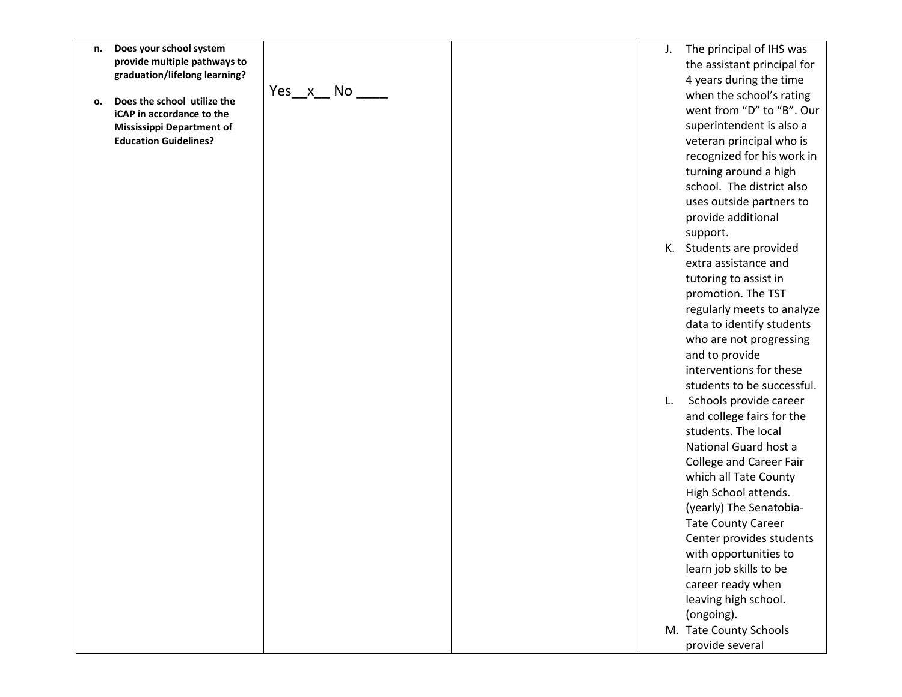| | | | |
|---|---|---|---|
| **n. Does your school system provide multiple pathways to graduation/lifelong learning?**<br><br>**o. Does the school utilize the iCAP in accordance to the Mississippi Department of Education Guidelines?** | Yes\_\_x\_\_ No \_\_\_\_ | | J. The principal of IHS was the assistant principal for 4 years during the time when the school's rating went from "D" to "B". Our superintendent is also a veteran principal who is recognized for his work in turning around a high school. The district also uses outside partners to provide additional support.<br>K. Students are provided extra assistance and tutoring to assist in promotion. The TST regularly meets to analyze data to identify students who are not progressing and to provide interventions for these students to be successful.<br>L. Schools provide career and college fairs for the students. The local National Guard host a College and Career Fair which all Tate County High School attends. (yearly) The Senatobia-Tate County Career Center provides students with opportunities to learn job skills to be career ready when leaving high school. (ongoing).<br>M. Tate County Schools provide several |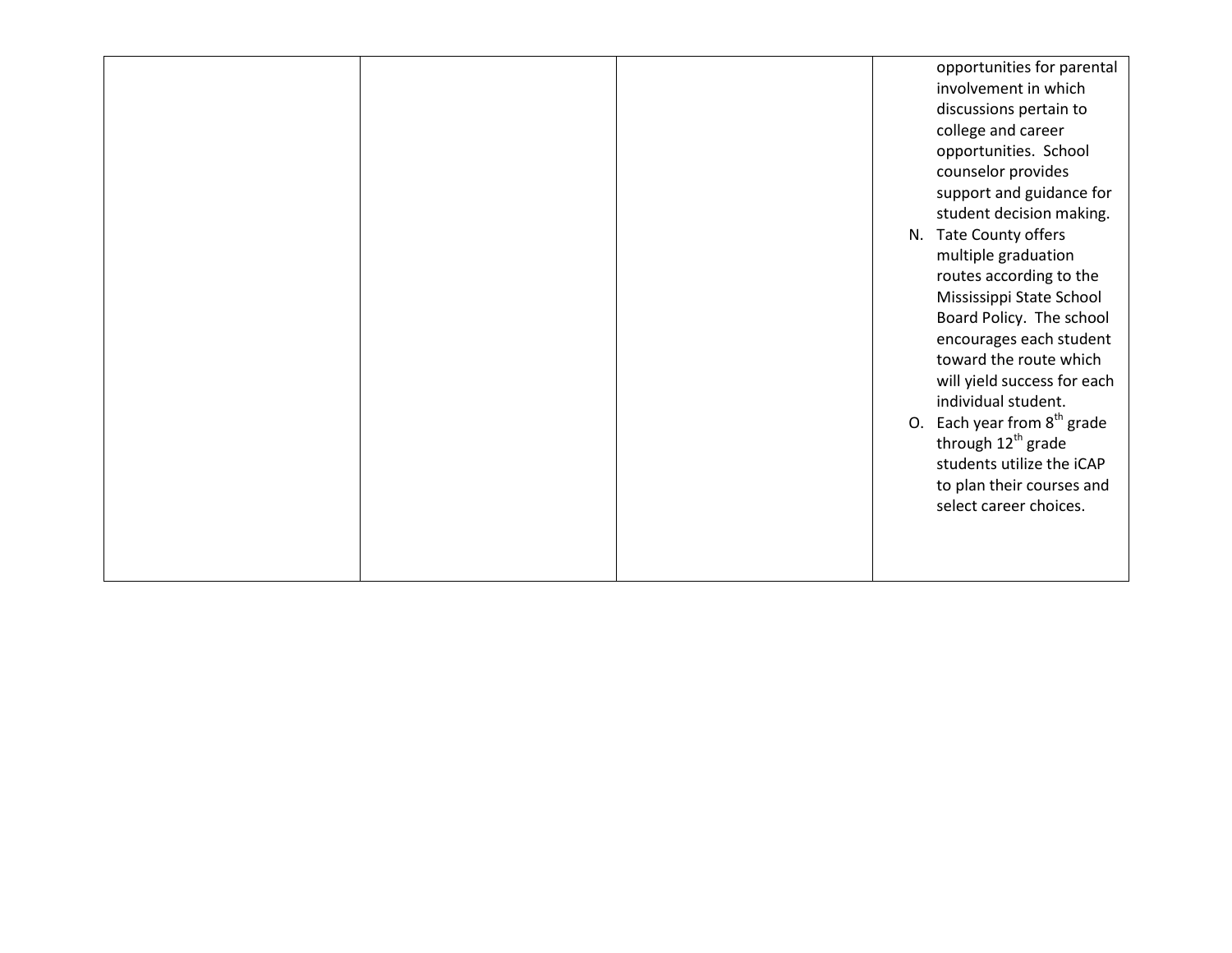| | | | |
|---|---|---|---|
| | | | opportunities for parental involvement in which discussions pertain to college and career opportunities. School counselor provides support and guidance for student decision making.<br>N. Tate County offers multiple graduation routes according to the Mississippi State School Board Policy. The school encourages each student toward the route which will yield success for each individual student.<br>O. Each year from 8th grade through 12th grade students utilize the iCAP to plan their courses and select career choices. |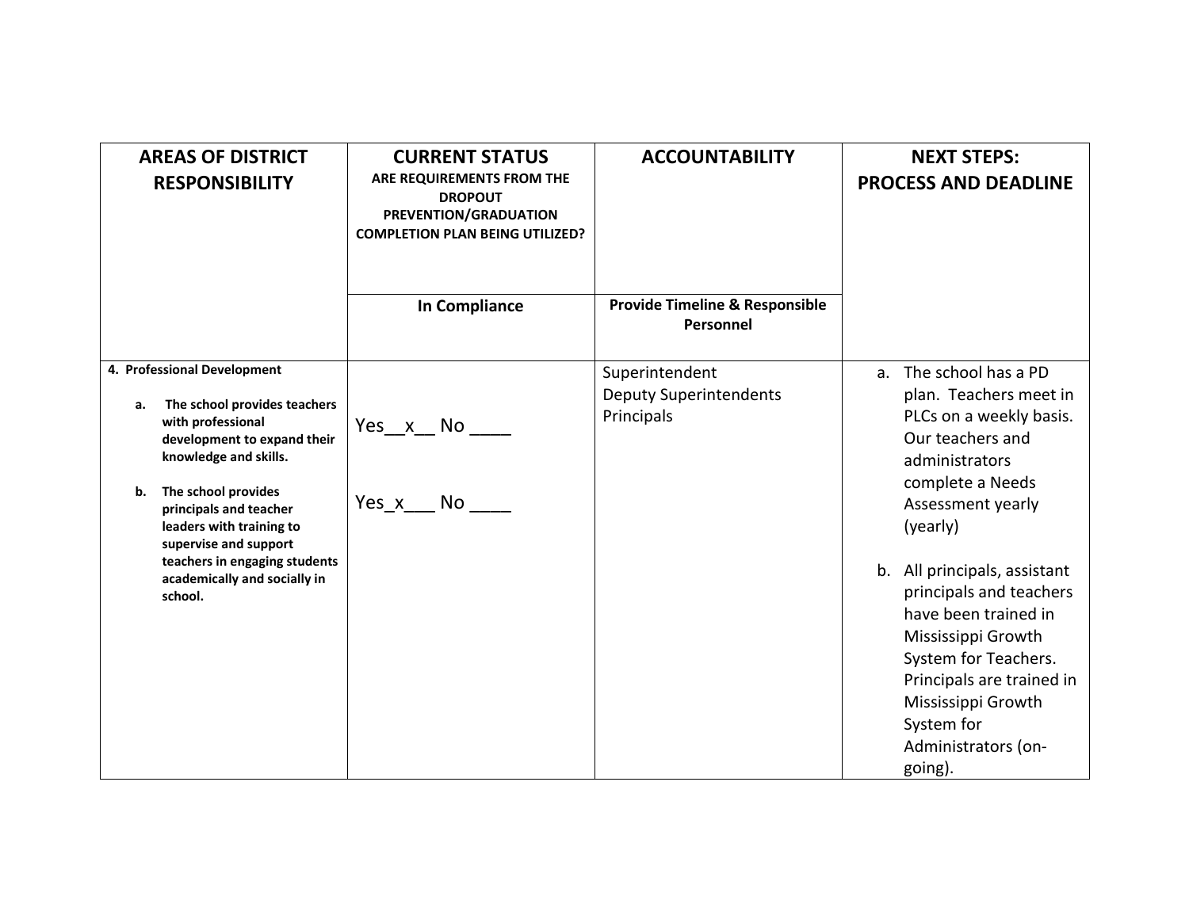| AREAS OF DISTRICT RESPONSIBILITY | CURRENT STATUS<br>ARE REQUIREMENTS FROM THE DROPOUT PREVENTION/GRADUATION COMPLETION PLAN BEING UTILIZED? | ACCOUNTABILITY | NEXT STEPS: PROCESS AND DEADLINE |
|---|---|---|---|
| | In Compliance | Provide Timeline & Responsible Personnel | |
| **4. Professional Development**<br><br>**a. The school provides teachers with professional development to expand their knowledge and skills.**<br><br>**b. The school provides principals and teacher leaders with training to supervise and support teachers in engaging students academically and socially in school.** | Yes__x__ No ____<br><br>Yes_x___ No ____ | Superintendent<br>Deputy Superintendents<br>Principals | a. The school has a PD plan. Teachers meet in PLCs on a weekly basis. Our teachers and administrators complete a Needs Assessment yearly (yearly)<br><br>b. All principals, assistant principals and teachers have been trained in Mississippi Growth System for Teachers. Principals are trained in Mississippi Growth System for Administrators (on-going). |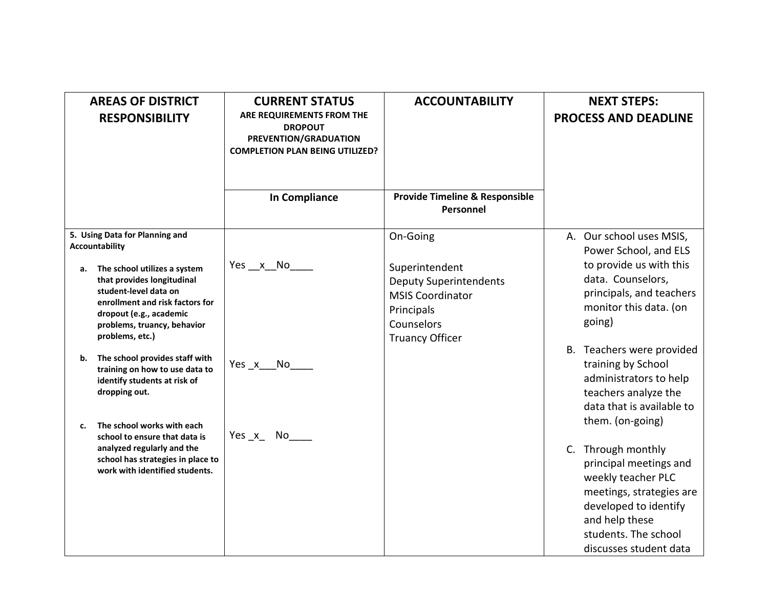| AREAS OF DISTRICT RESPONSIBILITY | CURRENT STATUS ARE REQUIREMENTS FROM THE DROPOUT PREVENTION/GRADUATION COMPLETION PLAN BEING UTILIZED? | ACCOUNTABILITY | NEXT STEPS: PROCESS AND DEADLINE |
|---|---|---|---|
| | **In Compliance** | **Provide Timeline & Responsible Personnel** | |
| **5. Using Data for Planning and Accountability**<br><br>**a. The school utilizes a system that provides longitudinal student-level data on enrollment and risk factors for dropout (e.g., academic problems, truancy, behavior problems, etc.)**<br><br>**b. The school provides staff with training on how to use data to identify students at risk of dropping out.**<br><br>**c. The school works with each school to ensure that data is analyzed regularly and the school has strategies in place to work with identified students.** | Yes __x__No____<br><br>Yes _x___No____<br><br>Yes _x_ No____ | On-Going<br><br>Superintendent<br>Deputy Superintendents<br>MSIS Coordinator<br>Principals<br>Counselors<br>Truancy Officer | A. Our school uses MSIS, Power School, and ELS to provide us with this data. Counselors, principals, and teachers monitor this data. (on going)<br><br>B. Teachers were provided training by School administrators to help teachers analyze the data that is available to them. (on-going)<br><br>C. Through monthly principal meetings and weekly teacher PLC meetings, strategies are developed to identify and help these students. The school discusses student data |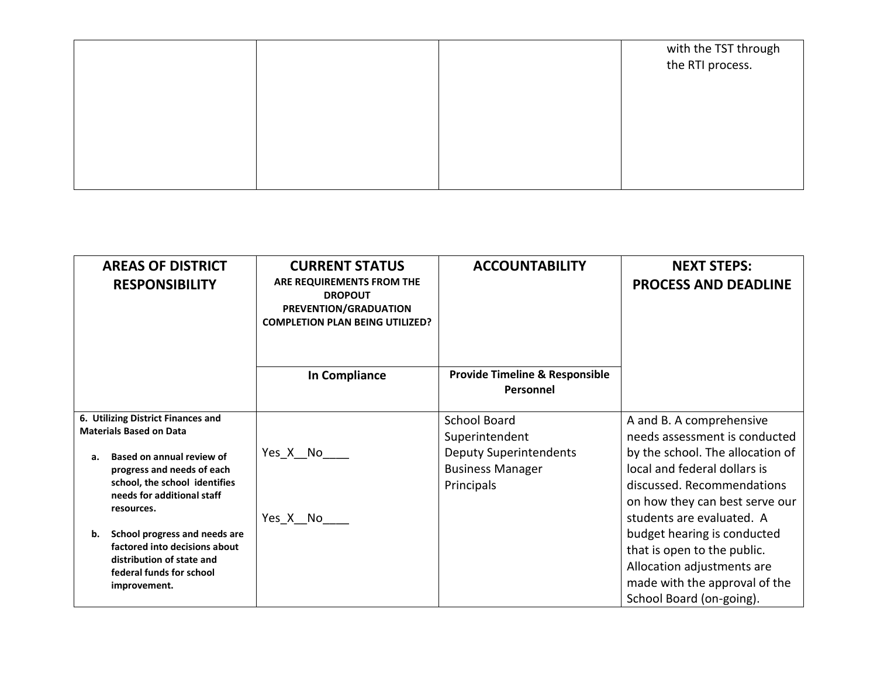| | | | |
|---|---|---|---|
| | | | with the TST through the RTI process. |

| AREAS OF DISTRICT RESPONSIBILITY | CURRENT STATUS ARE REQUIREMENTS FROM THE DROPOUT PREVENTION/GRADUATION COMPLETION PLAN BEING UTILIZED? | ACCOUNTABILITY | NEXT STEPS: PROCESS AND DEADLINE |
|---|---|---|---|
| | In Compliance | Provide Timeline & Responsible Personnel | |
| **6. Utilizing District Finances and Materials Based on Data**<br><br>**a. Based on annual review of progress and needs of each school, the school identifies needs for additional staff resources.**<br><br>**b. School progress and needs are factored into decisions about distribution of state and federal funds for school improvement.** | Yes_X__No____<br><br>Yes_X__No____ | School Board<br>Superintendent<br>Deputy Superintendents<br>Business Manager<br>Principals | A and B. A comprehensive needs assessment is conducted by the school. The allocation of local and federal dollars is discussed. Recommendations on how they can best serve our students are evaluated. A budget hearing is conducted that is open to the public. Allocation adjustments are made with the approval of the School Board (on-going). |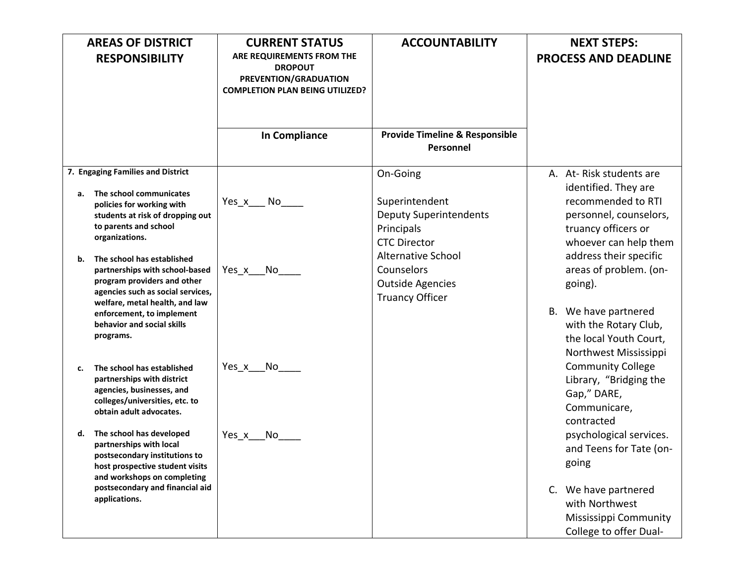| AREAS OF DISTRICT RESPONSIBILITY | CURRENT STATUS<br>ARE REQUIREMENTS FROM THE DROPOUT PREVENTION/GRADUATION COMPLETION PLAN BEING UTILIZED? | ACCOUNTABILITY | NEXT STEPS:<br>PROCESS AND DEADLINE |
|---|---|---|---|
| | In Compliance | Provide Timeline & Responsible Personnel | |
| **7. Engaging Families and District**<br><br>**a. The school communicates policies for working with students at risk of dropping out to parents and school organizations.**<br><br>**b. The school has established partnerships with school-based program providers and other agencies such as social services, welfare, metal health, and law enforcement, to implement behavior and social skills programs.**<br><br>**c. The school has established partnerships with district agencies, businesses, and colleges/universities, etc. to obtain adult advocates.**<br><br>**d. The school has developed partnerships with local postsecondary institutions to host prospective student visits and workshops on completing postsecondary and financial aid applications.** | a. Yes_x___ No____<br><br>b. Yes_x___No____<br><br>c. Yes_x___No____<br><br>d. Yes_x___No____ | On-Going<br><br>Superintendent<br>Deputy Superintendents<br>Principals<br>CTC Director<br>Alternative School<br>Counselors<br>Outside Agencies<br>Truancy Officer | A. At- Risk students are identified. They are recommended to RTI personnel, counselors, truancy officers or whoever can help them address their specific areas of problem. (on-going).<br><br>B. We have partnered with the Rotary Club, the local Youth Court, Northwest Mississippi Community College Library, "Bridging the Gap," DARE, Communicare, contracted psychological services. and Teens for Tate (on-going<br><br>C. We have partnered with Northwest Mississippi Community College to offer Dual- |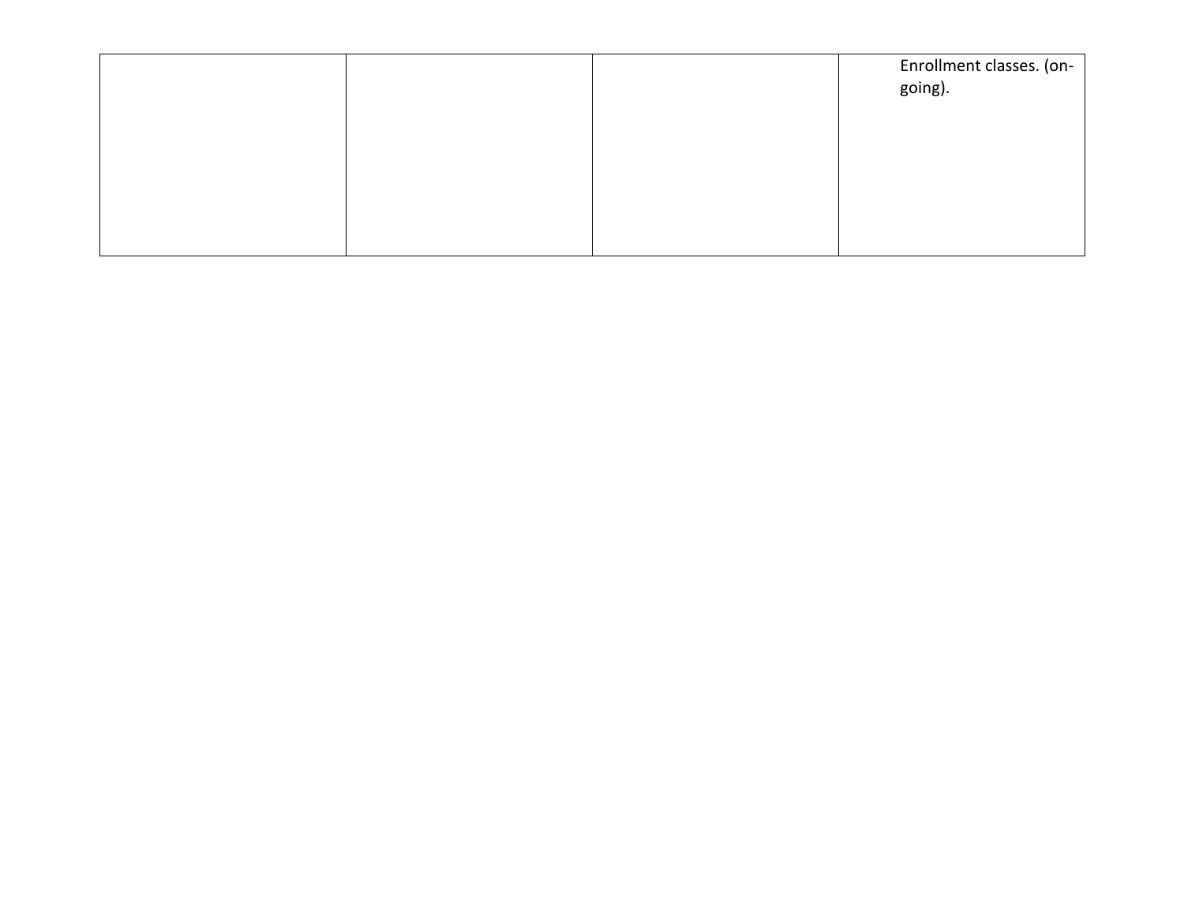| | | | |
|---|---|---|---|
| | | | Enrollment classes. (on-going). |